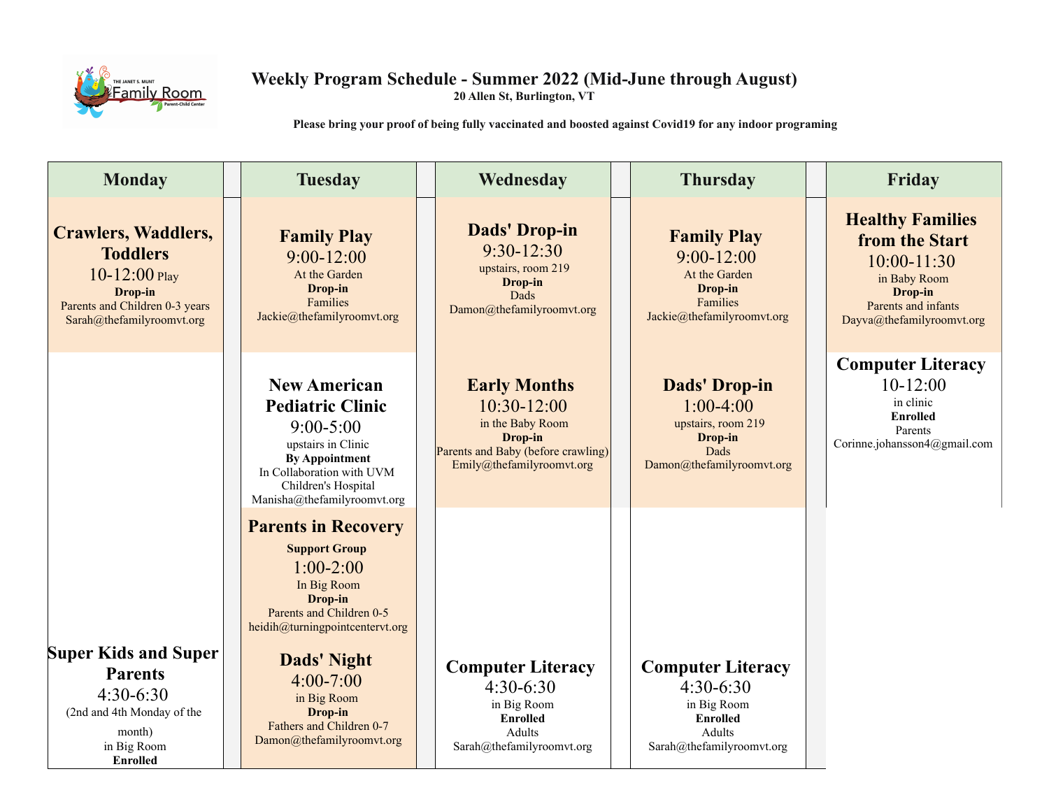# Weekly Program Schedule - Summer 2022 (Mid-June through August)

**20 Allen St, Burlington, VT**

**Please bring your proof of being fully vaccinated and boosted against Covid19 for any indoor programing**

| Monday | Tuesday | Wednesday | Thursday | Friday |
|---|---|---|---|---|
| **Crawlers, Waddlers, Toddlers**<br>10-12:00 Play<br>**Drop-in**<br>Parents and Children 0-3 years<br>Sarah@thefamilyroomvt.org | **Family Play**<br>9:00-12:00<br>At the Garden<br>**Drop-in**<br>Families<br>Jackie@thefamilyroomvt.org | **Dads' Drop-in**<br>9:30-12:30<br>upstairs, room 219<br>**Drop-in**<br>Dads<br>Damon@thefamilyroomvt.org | **Family Play**<br>9:00-12:00<br>At the Garden<br>**Drop-in**<br>Families<br>Jackie@thefamilyroomvt.org | **Healthy Families from the Start**<br>10:00-11:30<br>in Baby Room<br>**Drop-in**<br>Parents and infants<br>Dayva@thefamilyroomvt.org |
| | **New American Pediatric Clinic**<br>9:00-5:00<br>upstairs in Clinic<br>**By Appointment**<br>In Collaboration with UVM Children's Hospital<br>Manisha@thefamilyroomvt.org | **Early Months**<br>10:30-12:00<br>in the Baby Room<br>**Drop-in**<br>Parents and Baby (before crawling)<br>Emily@thefamilyroomvt.org | **Dads' Drop-in**<br>1:00-4:00<br>upstairs, room 219<br>**Drop-in**<br>Dads<br>Damon@thefamilyroomvt.org | **Computer Literacy**<br>10-12:00<br>in clinic<br>**Enrolled**<br>Parents<br>Corinne.johansson4@gmail.com |
| | **Parents in Recovery**<br>**Support Group**<br>1:00-2:00<br>In Big Room<br>**Drop-in**<br>Parents and Children 0-5<br>heidih@turningpointcentervt.org | | | |
| **Super Kids and Super Parents**<br>4:30-6:30<br>(2nd and 4th Monday of the month)<br>in Big Room<br>**Enrolled** | **Dads' Night**<br>4:00-7:00<br>in Big Room<br>**Drop-in**<br>Fathers and Children 0-7<br>Damon@thefamilyroomvt.org | **Computer Literacy**<br>4:30-6:30<br>in Big Room<br>**Enrolled**<br>Adults<br>Sarah@thefamilyroomvt.org | **Computer Literacy**<br>4:30-6:30<br>in Big Room<br>**Enrolled**<br>Adults<br>Sarah@thefamilyroomvt.org | |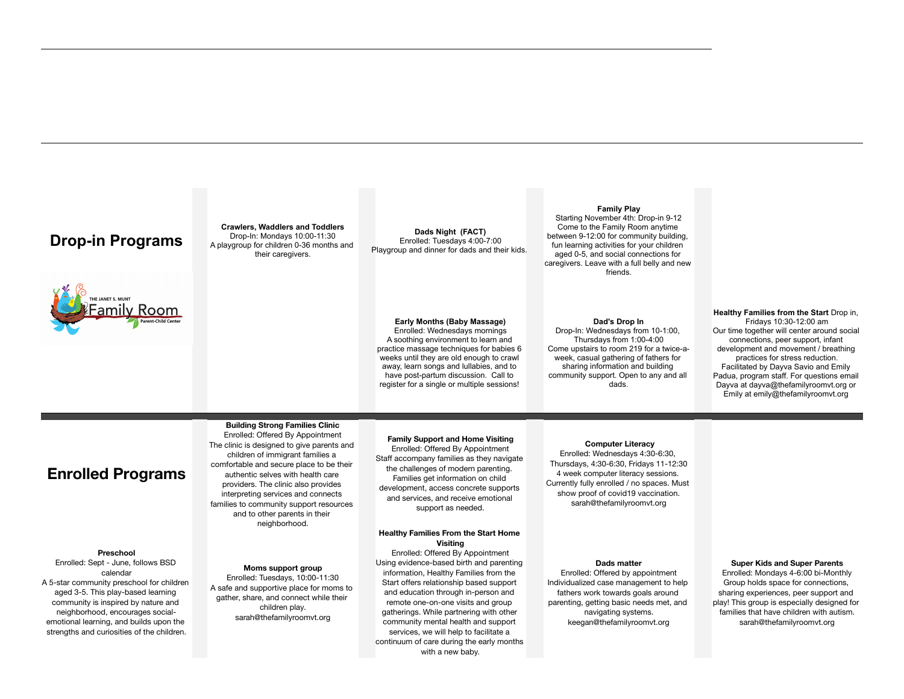## Drop-in Programs

**Crawlers, Waddlers and Toddlers**
Drop-In: Mondays 10:00-11:30
A playgroup for children 0-36 months and their caregivers.

**Dads Night (FACT)**
Enrolled: Tuesdays 4:00-7:00
Playgroup and dinner for dads and their kids.

**Early Months (Baby Massage)**
Enrolled: Wednesdays mornings
A soothing environment to learn and practice massage techniques for babies 6 weeks until they are old enough to crawl away, learn songs and lullabies, and to have post-partum discussion. Call to register for a single or multiple sessions!

**Family Play**
Starting November 4th: Drop-in 9-12
Come to the Family Room anytime between 9-12:00 for community building, fun learning activities for your children aged 0-5, and social connections for caregivers. Leave with a full belly and new friends.

**Dad's Drop In**
Drop-In: Wednesdays from 10-1:00, Thursdays from 1:00-4:00
Come upstairs to room 219 for a twice-a-week, casual gathering of fathers for sharing information and building community support. Open to any and all dads.

**Healthy Families from the Start** Drop in, Fridays 10:30-12:00 am
Our time together will center around social connections, peer support, infant development and movement / breathing practices for stress reduction. Facilitated by Dayva Savio and Emily Padua, program staff. For questions email Dayva at dayva@thefamilyroomvt.org or Emily at emily@thefamilyroomvt.org

## Enrolled Programs

**Preschool**
Enrolled: Sept - June, follows BSD calendar
A 5-star community preschool for children aged 3-5. This play-based learning community is inspired by nature and neighborhood, encourages social-emotional learning, and builds upon the strengths and curiosities of the children.

**Building Strong Families Clinic**
Enrolled: Offered By Appointment
The clinic is designed to give parents and children of immigrant families a comfortable and secure place to be their authentic selves with health care providers. The clinic also provides interpreting services and connects families to community support resources and to other parents in their neighborhood.

**Moms support group**
Enrolled: Tuesdays, 10:00-11:30
A safe and supportive place for moms to gather, share, and connect while their children play.
sarah@thefamilyroomvt.org

**Family Support and Home Visiting**
Enrolled: Offered By Appointment
Staff accompany families as they navigate the challenges of modern parenting. Families get information on child development, access concrete supports and services, and receive emotional support as needed.

**Healthy Families From the Start Home Visiting**
Enrolled: Offered By Appointment
Using evidence-based birth and parenting information, Healthy Families from the Start offers relationship based support and education through in-person and remote one-on-one visits and group gatherings. While partnering with other community mental health and support services, we will help to facilitate a continuum of care during the early months with a new baby.

**Computer Literacy**
Enrolled: Wednesdays 4:30-6:30, Thursdays, 4:30-6:30, Fridays 11-12:30
4 week computer literacy sessions. Currently fully enrolled / no spaces. Must show proof of covid19 vaccination.
sarah@thefamilyroomvt.org

**Dads matter**
Enrolled: Offered by appointment
Individualized case management to help fathers work towards goals around parenting, getting basic needs met, and navigating systems.
keegan@thefamilyroomvt.org

**Super Kids and Super Parents**
Enrolled: Mondays 4-6:00 bi-Monthly
Group holds space for connections, sharing experiences, peer support and play! This group is especially designed for families that have children with autism.
sarah@thefamilyroomvt.org